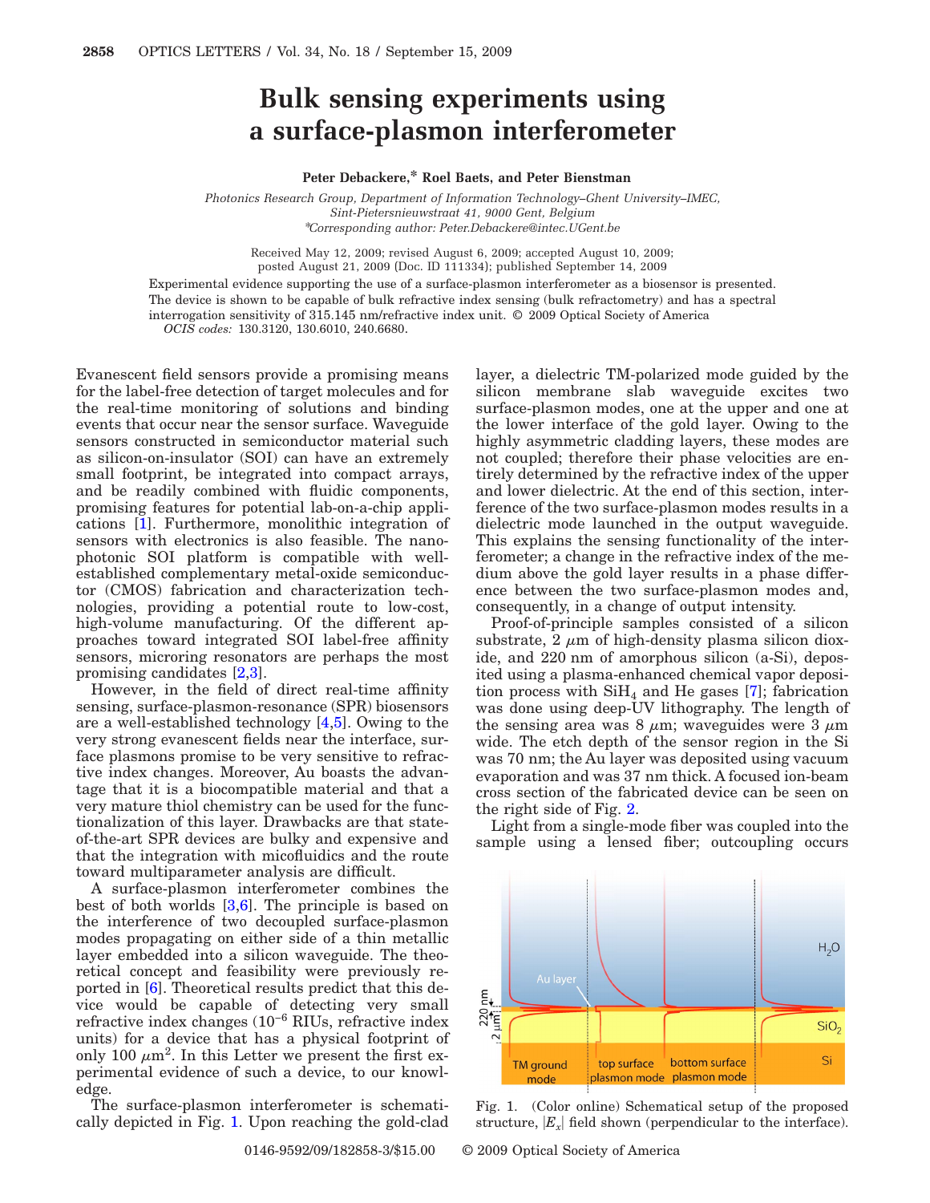# Bulk sensing experiments using a surface-plasmon interferometer

**Peter Debackere,* Roel Baets, and Peter Bienstman**

*Photonics Research Group, Department of Information Technology–Ghent University–IMEC, Sint-Pietersnieuwstraat 41, 9000 Gent, Belgium*
*Corresponding author: Peter.Debackere@intec.UGent.be

Received May 12, 2009; revised August 6, 2009; accepted August 10, 2009; posted August 21, 2009 (Doc. ID 111334); published September 14, 2009

Experimental evidence supporting the use of a surface-plasmon interferometer as a biosensor is presented. The device is shown to be capable of bulk refractive index sensing (bulk refractometry) and has a spectral interrogation sensitivity of 315.145 nm/refractive index unit. © 2009 Optical Society of America

*OCIS codes:* 130.3120, 130.6010, 240.6680.

Evanescent field sensors provide a promising means for the label-free detection of target molecules and for the real-time monitoring of solutions and binding events that occur near the sensor surface. Waveguide sensors constructed in semiconductor material such as silicon-on-insulator (SOI) can have an extremely small footprint, be integrated into compact arrays, and be readily combined with fluidic components, promising features for potential lab-on-a-chip applications [1]. Furthermore, monolithic integration of sensors with electronics is also feasible. The nanophotonic SOI platform is compatible with well-established complementary metal-oxide semiconductor (CMOS) fabrication and characterization technologies, providing a potential route to low-cost, high-volume manufacturing. Of the different approaches toward integrated SOI label-free affinity sensors, microring resonators are perhaps the most promising candidates [2,3].

However, in the field of direct real-time affinity sensing, surface-plasmon-resonance (SPR) biosensors are a well-established technology [4,5]. Owing to the very strong evanescent fields near the interface, surface plasmons promise to be very sensitive to refractive index changes. Moreover, Au boasts the advantage that it is a biocompatible material and that a very mature thiol chemistry can be used for the functionalization of this layer. Drawbacks are that state-of-the-art SPR devices are bulky and expensive and that the integration with micofluidics and the route toward multiparameter analysis are difficult.

A surface-plasmon interferometer combines the best of both worlds [3,6]. The principle is based on the interference of two decoupled surface-plasmon modes propagating on either side of a thin metallic layer embedded into a silicon waveguide. The theoretical concept and feasibility were previously reported in [6]. Theoretical results predict that this device would be capable of detecting very small refractive index changes ($10^{-6}$ RIUs, refractive index units) for a device that has a physical footprint of only 100 $\mu m^2$. In this Letter we present the first experimental evidence of such a device, to our knowledge.

The surface-plasmon interferometer is schematically depicted in Fig. 1. Upon reaching the gold-clad layer, a dielectric TM-polarized mode guided by the silicon membrane slab waveguide excites two surface-plasmon modes, one at the upper and one at the lower interface of the gold layer. Owing to the highly asymmetric cladding layers, these modes are not coupled; therefore their phase velocities are entirely determined by the refractive index of the upper and lower dielectric. At the end of this section, interference of the two surface-plasmon modes results in a dielectric mode launched in the output waveguide. This explains the sensing functionality of the interferometer; a change in the refractive index of the medium above the gold layer results in a phase difference between the two surface-plasmon modes and, consequently, in a change of output intensity.

Proof-of-principle samples consisted of a silicon substrate, 2 $\mu$m of high-density plasma silicon dioxide, and 220 nm of amorphous silicon (a-Si), deposited using a plasma-enhanced chemical vapor deposition process with $SiH_4$ and He gases [7]; fabrication was done using deep-UV lithography. The length of the sensing area was 8 $\mu$m; waveguides were 3 $\mu$m wide. The etch depth of the sensor region in the Si was 70 nm; the Au layer was deposited using vacuum evaporation and was 37 nm thick. A focused ion-beam cross section of the fabricated device can be seen on the right side of Fig. 2.

Light from a single-mode fiber was coupled into the sample using a lensed fiber; outcoupling occurs

Fig. 1. (Color online) Schematical setup of the proposed structure, $|E_x|$ field shown (perpendicular to the interface).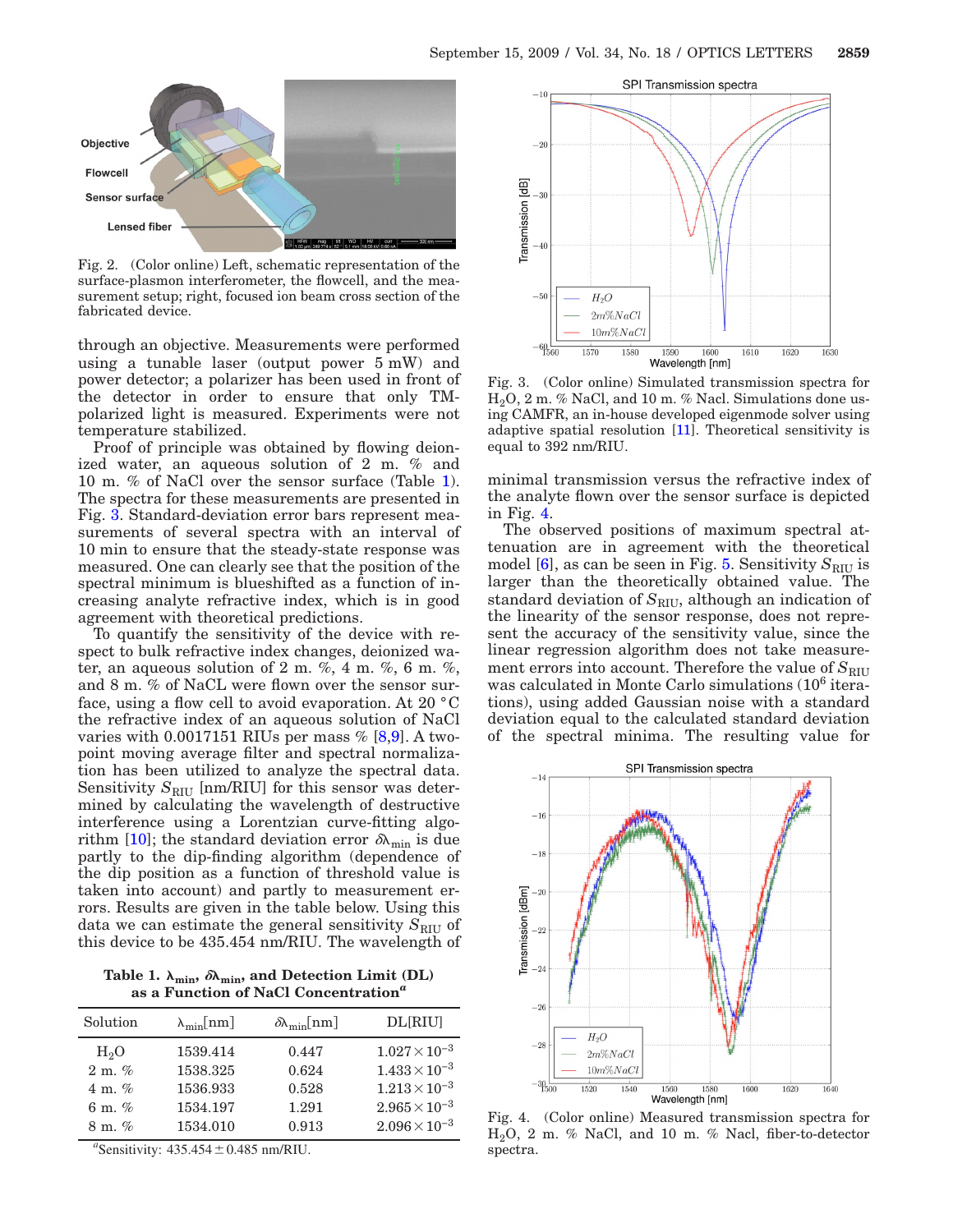Fig. 2. (Color online) Left, schematic representation of the surface-plasmon interferometer, the flowcell, and the measurement setup; right, focused ion beam cross section of the fabricated device.

through an objective. Measurements were performed using a tunable laser (output power 5 mW) and power detector; a polarizer has been used in front of the detector in order to ensure that only TM-polarized light is measured. Experiments were not temperature stabilized.

Proof of principle was obtained by flowing deionized water, an aqueous solution of 2 m. % and 10 m. % of NaCl over the sensor surface (Table 1). The spectra for these measurements are presented in Fig. 3. Standard-deviation error bars represent measurements of several spectra with an interval of 10 min to ensure that the steady-state response was measured. One can clearly see that the position of the spectral minimum is blueshifted as a function of increasing analyte refractive index, which is in good agreement with theoretical predictions.

To quantify the sensitivity of the device with respect to bulk refractive index changes, deionized water, an aqueous solution of 2 m. %, 4 m. %, 6 m. %, and 8 m. % of NaCL were flown over the sensor surface, using a flow cell to avoid evaporation. At 20 °C the refractive index of an aqueous solution of NaCl varies with 0.0017151 RIUs per mass % [8,9]. A two-point moving average filter and spectral normalization has been utilized to analyze the spectral data. Sensitivity $S_{\mathrm{RIU}}$ [nm/RIU] for this sensor was determined by calculating the wavelength of destructive interference using a Lorentzian curve-fitting algorithm [10]; the standard deviation error $\delta\lambda_{\min}$ is due partly to the dip-finding algorithm (dependence of the dip position as a function of threshold value is taken into account) and partly to measurement errors. Results are given in the table below. Using this data we can estimate the general sensitivity $S_{\mathrm{RIU}}$ of this device to be 435.454 nm/RIU. The wavelength of

**Table 1. $\lambda_{\min}$, $\delta\lambda_{\min}$, and Detection Limit (DL) as a Function of NaCl Concentration[a]**

| Solution | $\lambda_{\min}$[nm] | $\delta\lambda_{\min}$[nm] | DL[RIU] |
|---|---|---|---|
| $H_2O$ | 1539.414 | 0.447 | $1.027\times10^{-3}$ |
| 2 m. % | 1538.325 | 0.624 | $1.433\times10^{-3}$ |
| 4 m. % | 1536.933 | 0.528 | $1.213\times10^{-3}$ |
| 6 m. % | 1534.197 | 1.291 | $2.965\times10^{-3}$ |
| 8 m. % | 1534.010 | 0.913 | $2.096\times10^{-3}$ |

[a]Sensitivity: $435.454\pm0.485$ nm/RIU.

Fig. 3. (Color online) Simulated transmission spectra for $H_2O$, 2 m. % NaCl, and 10 m. % Nacl. Simulations done using CAMFR, an in-house developed eigenmode solver using adaptive spatial resolution [11]. Theoretical sensitivity is equal to 392 nm/RIU.

minimal transmission versus the refractive index of the analyte flown over the sensor surface is depicted in Fig. 4.

The observed positions of maximum spectral attenuation are in agreement with the theoretical model [6], as can be seen in Fig. 5. Sensitivity $S_{\mathrm{RIU}}$ is larger than the theoretically obtained value. The standard deviation of $S_{\mathrm{RIU}}$, although an indication of the linearity of the sensor response, does not represent the accuracy of the sensitivity value, since the linear regression algorithm does not take measurement errors into account. Therefore the value of $S_{\mathrm{RIU}}$ was calculated in Monte Carlo simulations ($10^6$ iterations), using added Gaussian noise with a standard deviation equal to the calculated standard deviation of the spectral minima. The resulting value for

Fig. 4. (Color online) Measured transmission spectra for $H_2O$, 2 m. % NaCl, and 10 m. % Nacl, fiber-to-detector spectra.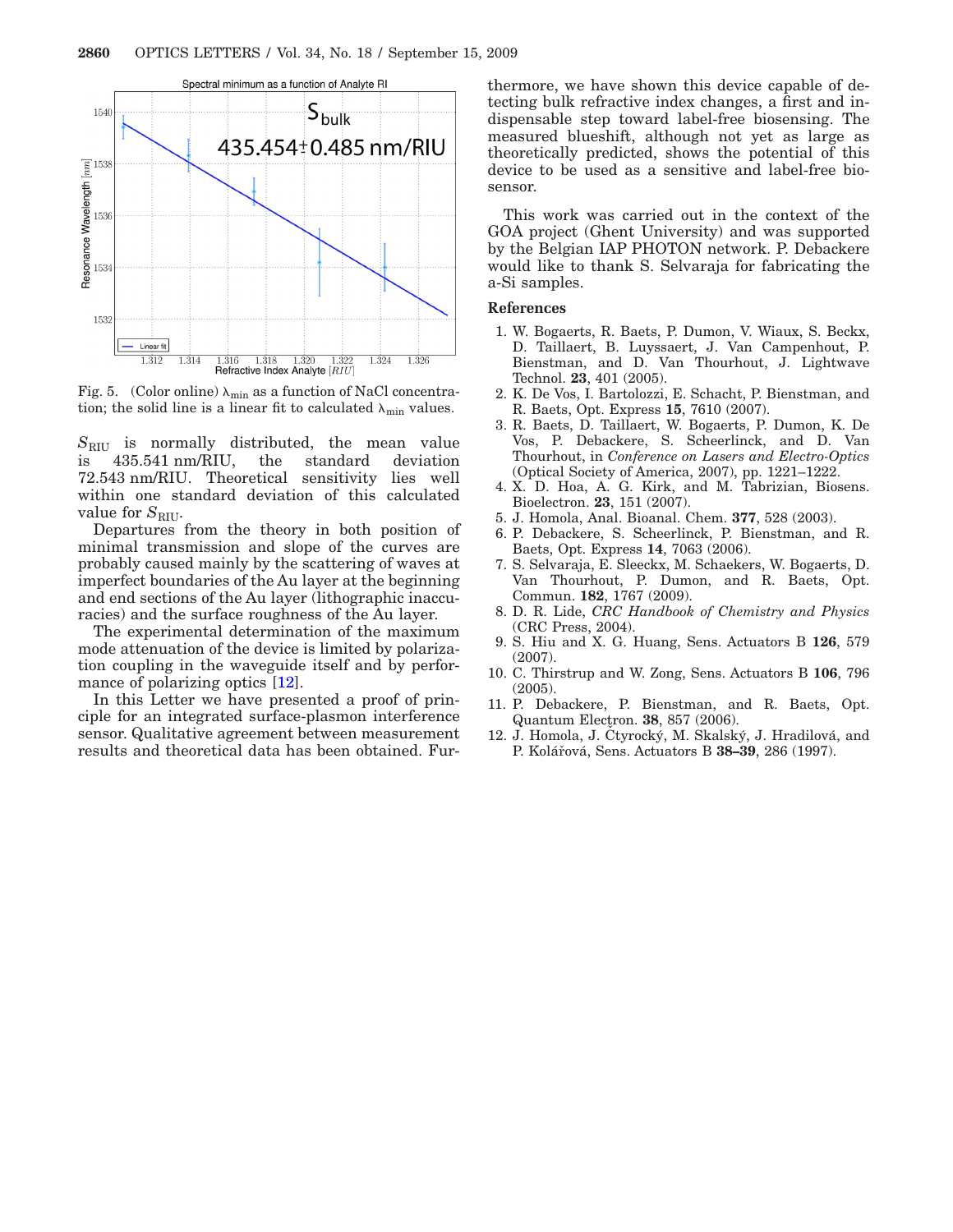Spectral minimum as a function of Analyte RI

$S_{bulk}$

435.454±0.485 nm/RIU

Resonance Wavelength [nm]

1540
1538
1536
1534
1532

Linear fit

1.312 1.314 1.316 1.318 1.320 1.322 1.324 1.326

Refractive Index Analyte [RIU]

Fig. 5. (Color online) $\lambda_{min}$ as a function of NaCl concentration; the solid line is a linear fit to calculated $\lambda_{min}$ values.

$S_{RIU}$ is normally distributed, the mean value is 435.541 nm/RIU, the standard deviation 72.543 nm/RIU. Theoretical sensitivity lies well within one standard deviation of this calculated value for $S_{RIU}$.

Departures from the theory in both position of minimal transmission and slope of the curves are probably caused mainly by the scattering of waves at imperfect boundaries of the Au layer at the beginning and end sections of the Au layer (lithographic inaccuracies) and the surface roughness of the Au layer.

The experimental determination of the maximum mode attenuation of the device is limited by polarization coupling in the waveguide itself and by performance of polarizing optics [12].

In this Letter we have presented a proof of principle for an integrated surface-plasmon interference sensor. Qualitative agreement between measurement results and theoretical data has been obtained. Furthermore, we have shown this device capable of detecting bulk refractive index changes, a first and indispensable step toward label-free biosensing. The measured blueshift, although not yet as large as theoretically predicted, shows the potential of this device to be used as a sensitive and label-free biosensor.

This work was carried out in the context of the GOA project (Ghent University) and was supported by the Belgian IAP PHOTON network. P. Debackere would like to thank S. Selvaraja for fabricating the a-Si samples.

## References

1. W. Bogaerts, R. Baets, P. Dumon, V. Wiaux, S. Beckx, D. Taillaert, B. Luyssaert, J. Van Campenhout, P. Bienstman, and D. Van Thourhout, J. Lightwave Technol. **23**, 401 (2005).
2. K. De Vos, I. Bartolozzi, E. Schacht, P. Bienstman, and R. Baets, Opt. Express **15**, 7610 (2007).
3. R. Baets, D. Taillaert, W. Bogaerts, P. Dumon, K. De Vos, P. Debackere, S. Scheerlinck, and D. Van Thourhout, in *Conference on Lasers and Electro-Optics* (Optical Society of America, 2007), pp. 1221–1222.
4. X. D. Hoa, A. G. Kirk, and M. Tabrizian, Biosens. Bioelectron. **23**, 151 (2007).
5. J. Homola, Anal. Bioanal. Chem. **377**, 528 (2003).
6. P. Debackere, S. Scheerlinck, P. Bienstman, and R. Baets, Opt. Express **14**, 7063 (2006).
7. S. Selvaraja, E. Sleeckx, M. Schaekers, W. Bogaerts, D. Van Thourhout, P. Dumon, and R. Baets, Opt. Commun. **182**, 1767 (2009).
8. D. R. Lide, *CRC Handbook of Chemistry and Physics* (CRC Press, 2004).
9. S. Hiu and X. G. Huang, Sens. Actuators B **126**, 579 (2007).
10. C. Thirstrup and W. Zong, Sens. Actuators B **106**, 796 (2005).
11. P. Debackere, P. Bienstman, and R. Baets, Opt. Quantum Electron. **38**, 857 (2006).
12. J. Homola, J. Čtyroký, M. Skalský, J. Hradilová, and P. Kolářová, Sens. Actuators B **38–39**, 286 (1997).